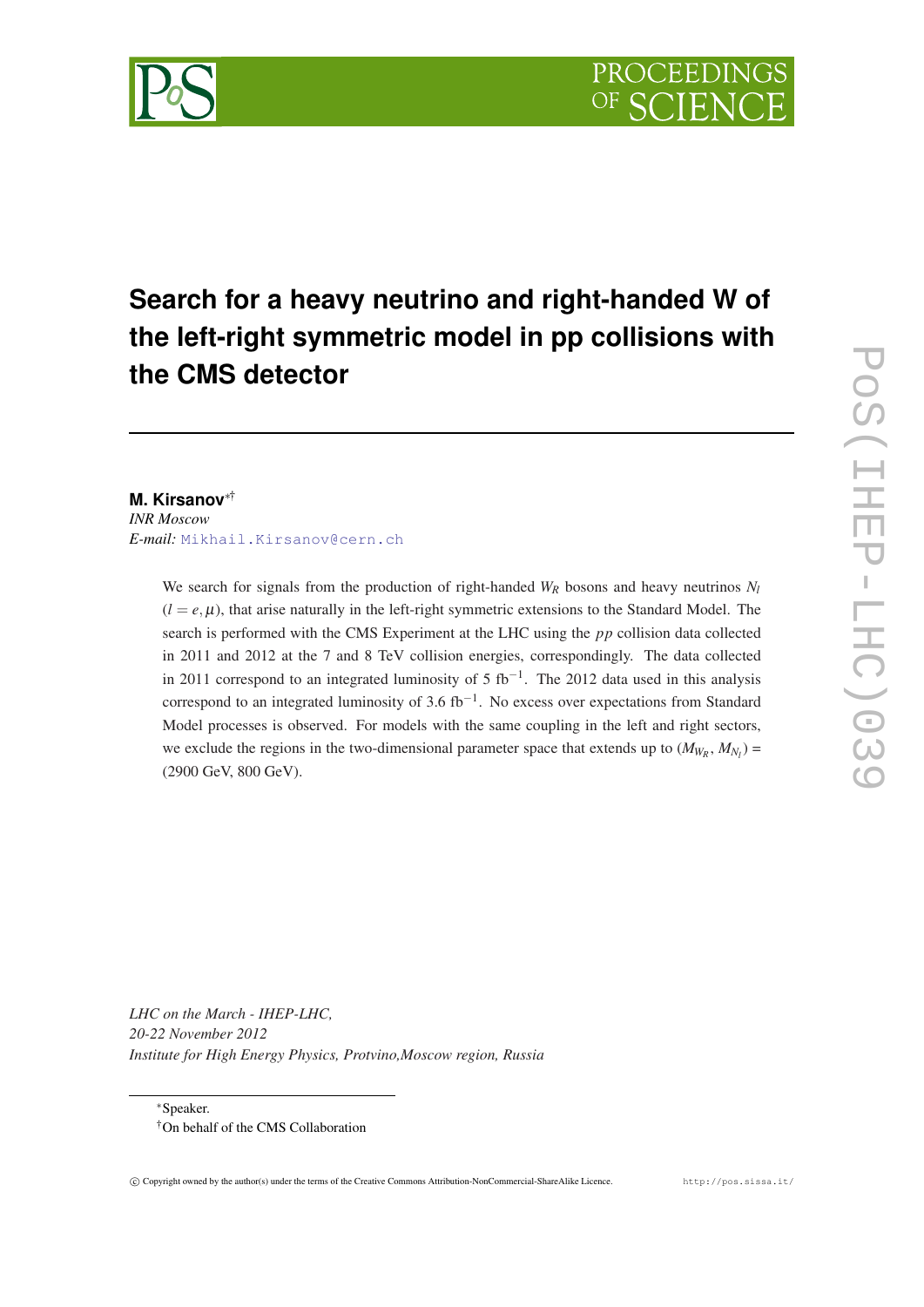# Search for a heavy neutrino and right-handed W of the left-right symmetric model in pp collisions with the CMS detector

**M. Kirsanov**[*][†]

*INR Moscow*

*E-mail:* Mikhail.Kirsanov@cern.ch

We search for signals from the production of right-handed $W_R$ bosons and heavy neutrinos $N_l$ ($l = e, \mu$), that arise naturally in the left-right symmetric extensions to the Standard Model. The search is performed with the CMS Experiment at the LHC using the $pp$ collision data collected in 2011 and 2012 at the 7 and 8 TeV collision energies, correspondingly. The data collected in 2011 correspond to an integrated luminosity of 5 fb$^{-1}$. The 2012 data used in this analysis correspond to an integrated luminosity of 3.6 fb$^{-1}$. No excess over expectations from Standard Model processes is observed. For models with the same coupling in the left and right sectors, we exclude the regions in the two-dimensional parameter space that extends up to ($M_{W_R}$, $M_{N_l}$) = (2900 GeV, 800 GeV).

*LHC on the March - IHEP-LHC,*
*20-22 November 2012*
*Institute for High Energy Physics, Protvino,Moscow region, Russia*

[*]Speaker.
[†]On behalf of the CMS Collaboration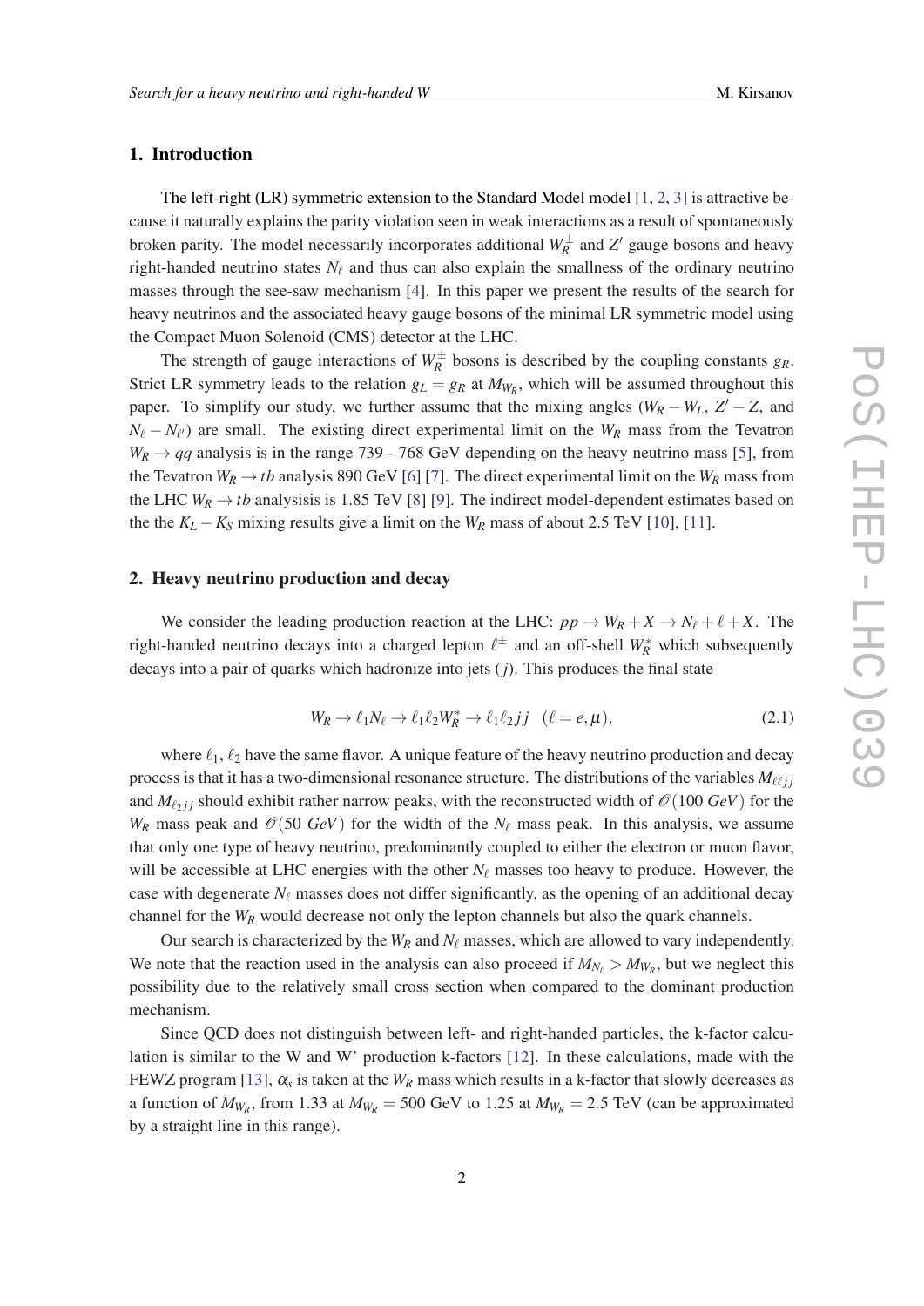## 1. Introduction

The left-right (LR) symmetric extension to the Standard Model model [1, 2, 3] is attractive because it naturally explains the parity violation seen in weak interactions as a result of spontaneously broken parity. The model necessarily incorporates additional $W_R^{\pm}$ and $Z'$ gauge bosons and heavy right-handed neutrino states $N_\ell$ and thus can also explain the smallness of the ordinary neutrino masses through the see-saw mechanism [4]. In this paper we present the results of the search for heavy neutrinos and the associated heavy gauge bosons of the minimal LR symmetric model using the Compact Muon Solenoid (CMS) detector at the LHC.

The strength of gauge interactions of $W_R^{\pm}$ bosons is described by the coupling constants $g_R$. Strict LR symmetry leads to the relation $g_L = g_R$ at $M_{W_R}$, which will be assumed throughout this paper. To simplify our study, we further assume that the mixing angles ($W_R - W_L$, $Z' - Z$, and $N_\ell - N_{\ell'}$) are small. The existing direct experimental limit on the $W_R$ mass from the Tevatron $W_R \to qq$ analysis is in the range 739 - 768 GeV depending on the heavy neutrino mass [5], from the Tevatron $W_R \to tb$ analysis 890 GeV [6] [7]. The direct experimental limit on the $W_R$ mass from the LHC $W_R \to tb$ analysisis is 1.85 TeV [8] [9]. The indirect model-dependent estimates based on the the $K_L - K_S$ mixing results give a limit on the $W_R$ mass of about 2.5 TeV [10], [11].

## 2. Heavy neutrino production and decay

We consider the leading production reaction at the LHC: $pp \to W_R + X \to N_\ell + \ell + X$. The right-handed neutrino decays into a charged lepton $\ell^{\pm}$ and an off-shell $W_R^*$ which subsequently decays into a pair of quarks which hadronize into jets ($j$). This produces the final state

$$W_R \to \ell_1 N_\ell \to \ell_1 \ell_2 W_R^* \to \ell_1 \ell_2 jj \quad (\ell = e, \mu), \tag{2.1}$$

where $\ell_1$, $\ell_2$ have the same flavor. A unique feature of the heavy neutrino production and decay process is that it has a two-dimensional resonance structure. The distributions of the variables $M_{\ell\ell jj}$ and $M_{\ell_2 jj}$ should exhibit rather narrow peaks, with the reconstructed width of $\mathscr{O}(100\ GeV)$ for the $W_R$ mass peak and $\mathscr{O}(50\ GeV)$ for the width of the $N_\ell$ mass peak. In this analysis, we assume that only one type of heavy neutrino, predominantly coupled to either the electron or muon flavor, will be accessible at LHC energies with the other $N_\ell$ masses too heavy to produce. However, the case with degenerate $N_\ell$ masses does not differ significantly, as the opening of an additional decay channel for the $W_R$ would decrease not only the lepton channels but also the quark channels.

Our search is characterized by the $W_R$ and $N_\ell$ masses, which are allowed to vary independently. We note that the reaction used in the analysis can also proceed if $M_{N_\ell} > M_{W_R}$, but we neglect this possibility due to the relatively small cross section when compared to the dominant production mechanism.

Since QCD does not distinguish between left- and right-handed particles, the k-factor calculation is similar to the W and W' production k-factors [12]. In these calculations, made with the FEWZ program [13], $\alpha_s$ is taken at the $W_R$ mass which results in a k-factor that slowly decreases as a function of $M_{W_R}$, from 1.33 at $M_{W_R} = 500$ GeV to 1.25 at $M_{W_R} = 2.5$ TeV (can be approximated by a straight line in this range).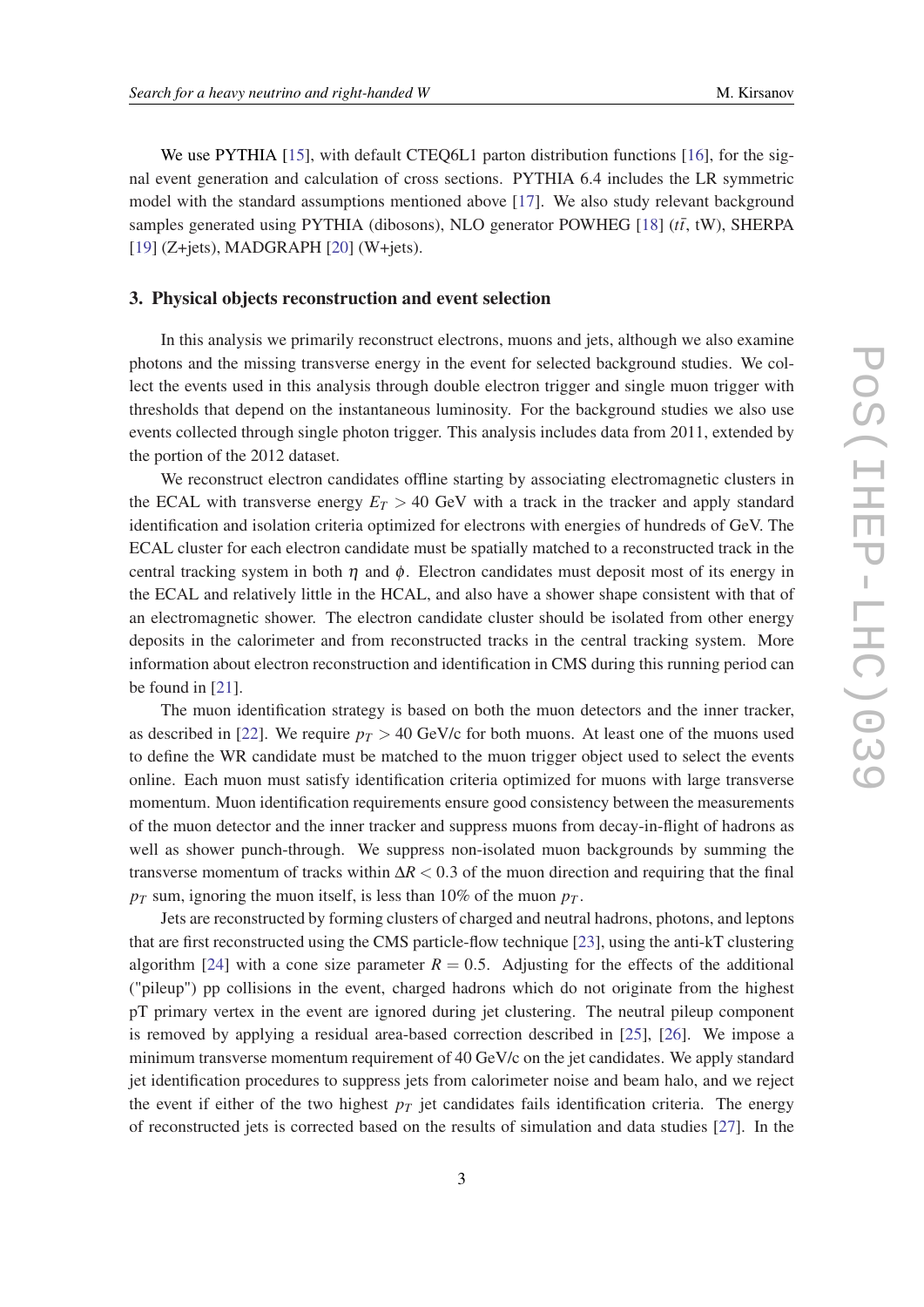We use PYTHIA [15], with default CTEQ6L1 parton distribution functions [16], for the signal event generation and calculation of cross sections. PYTHIA 6.4 includes the LR symmetric model with the standard assumptions mentioned above [17]. We also study relevant background samples generated using PYTHIA (dibosons), NLO generator POWHEG [18] ($t\bar{t}$, tW), SHERPA [19] (Z+jets), MADGRAPH [20] (W+jets).

## 3. Physical objects reconstruction and event selection

In this analysis we primarily reconstruct electrons, muons and jets, although we also examine photons and the missing transverse energy in the event for selected background studies. We collect the events used in this analysis through double electron trigger and single muon trigger with thresholds that depend on the instantaneous luminosity. For the background studies we also use events collected through single photon trigger. This analysis includes data from 2011, extended by the portion of the 2012 dataset.

We reconstruct electron candidates offline starting by associating electromagnetic clusters in the ECAL with transverse energy $E_T > 40$ GeV with a track in the tracker and apply standard identification and isolation criteria optimized for electrons with energies of hundreds of GeV. The ECAL cluster for each electron candidate must be spatially matched to a reconstructed track in the central tracking system in both $\eta$ and $\phi$. Electron candidates must deposit most of its energy in the ECAL and relatively little in the HCAL, and also have a shower shape consistent with that of an electromagnetic shower. The electron candidate cluster should be isolated from other energy deposits in the calorimeter and from reconstructed tracks in the central tracking system. More information about electron reconstruction and identification in CMS during this running period can be found in [21].

The muon identification strategy is based on both the muon detectors and the inner tracker, as described in [22]. We require $p_T > 40$ GeV/c for both muons. At least one of the muons used to define the WR candidate must be matched to the muon trigger object used to select the events online. Each muon must satisfy identification criteria optimized for muons with large transverse momentum. Muon identification requirements ensure good consistency between the measurements of the muon detector and the inner tracker and suppress muons from decay-in-flight of hadrons as well as shower punch-through. We suppress non-isolated muon backgrounds by summing the transverse momentum of tracks within $\Delta R < 0.3$ of the muon direction and requiring that the final $p_T$ sum, ignoring the muon itself, is less than 10% of the muon $p_T$.

Jets are reconstructed by forming clusters of charged and neutral hadrons, photons, and leptons that are first reconstructed using the CMS particle-flow technique [23], using the anti-kT clustering algorithm [24] with a cone size parameter $R = 0.5$. Adjusting for the effects of the additional ("pileup") pp collisions in the event, charged hadrons which do not originate from the highest pT primary vertex in the event are ignored during jet clustering. The neutral pileup component is removed by applying a residual area-based correction described in [25], [26]. We impose a minimum transverse momentum requirement of 40 GeV/c on the jet candidates. We apply standard jet identification procedures to suppress jets from calorimeter noise and beam halo, and we reject the event if either of the two highest $p_T$ jet candidates fails identification criteria. The energy of reconstructed jets is corrected based on the results of simulation and data studies [27]. In the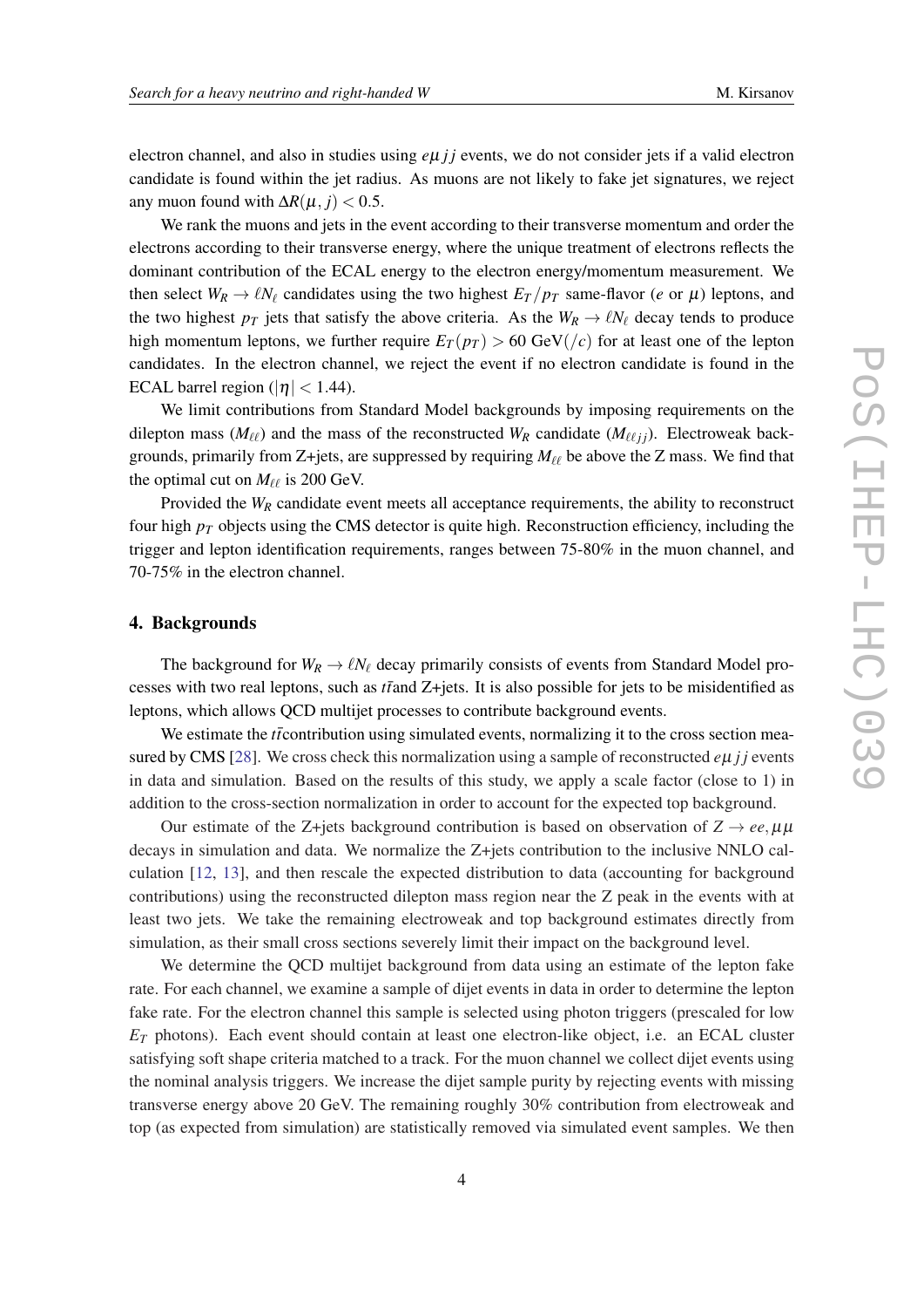electron channel, and also in studies using $e\mu jj$ events, we do not consider jets if a valid electron candidate is found within the jet radius. As muons are not likely to fake jet signatures, we reject any muon found with $\Delta R(\mu, j) < 0.5$.

We rank the muons and jets in the event according to their transverse momentum and order the electrons according to their transverse energy, where the unique treatment of electrons reflects the dominant contribution of the ECAL energy to the electron energy/momentum measurement. We then select $W_R \to \ell N_\ell$ candidates using the two highest $E_T/p_T$ same-flavor ($e$ or $\mu$) leptons, and the two highest $p_T$ jets that satisfy the above criteria. As the $W_R \to \ell N_\ell$ decay tends to produce high momentum leptons, we further require $E_T(p_T) > 60$ GeV$(/c)$ for at least one of the lepton candidates. In the electron channel, we reject the event if no electron candidate is found in the ECAL barrel region ($|\eta| < 1.44$).

We limit contributions from Standard Model backgrounds by imposing requirements on the dilepton mass ($M_{\ell\ell}$) and the mass of the reconstructed $W_R$ candidate ($M_{\ell\ell jj}$). Electroweak backgrounds, primarily from Z+jets, are suppressed by requiring $M_{\ell\ell}$ be above the Z mass. We find that the optimal cut on $M_{\ell\ell}$ is 200 GeV.

Provided the $W_R$ candidate event meets all acceptance requirements, the ability to reconstruct four high $p_T$ objects using the CMS detector is quite high. Reconstruction efficiency, including the trigger and lepton identification requirements, ranges between 75-80% in the muon channel, and 70-75% in the electron channel.

## 4. Backgrounds

The background for $W_R \to \ell N_\ell$ decay primarily consists of events from Standard Model processes with two real leptons, such as $t\bar{t}$and Z+jets. It is also possible for jets to be misidentified as leptons, which allows QCD multijet processes to contribute background events.

We estimate the $t\bar{t}$contribution using simulated events, normalizing it to the cross section measured by CMS [28]. We cross check this normalization using a sample of reconstructed $e\mu jj$ events in data and simulation. Based on the results of this study, we apply a scale factor (close to 1) in addition to the cross-section normalization in order to account for the expected top background.

Our estimate of the Z+jets background contribution is based on observation of $Z \to ee, \mu\mu$ decays in simulation and data. We normalize the Z+jets contribution to the inclusive NNLO calculation [12, 13], and then rescale the expected distribution to data (accounting for background contributions) using the reconstructed dilepton mass region near the Z peak in the events with at least two jets. We take the remaining electroweak and top background estimates directly from simulation, as their small cross sections severely limit their impact on the background level.

We determine the QCD multijet background from data using an estimate of the lepton fake rate. For each channel, we examine a sample of dijet events in data in order to determine the lepton fake rate. For the electron channel this sample is selected using photon triggers (prescaled for low $E_T$ photons). Each event should contain at least one electron-like object, i.e. an ECAL cluster satisfying soft shape criteria matched to a track. For the muon channel we collect dijet events using the nominal analysis triggers. We increase the dijet sample purity by rejecting events with missing transverse energy above 20 GeV. The remaining roughly 30% contribution from electroweak and top (as expected from simulation) are statistically removed via simulated event samples. We then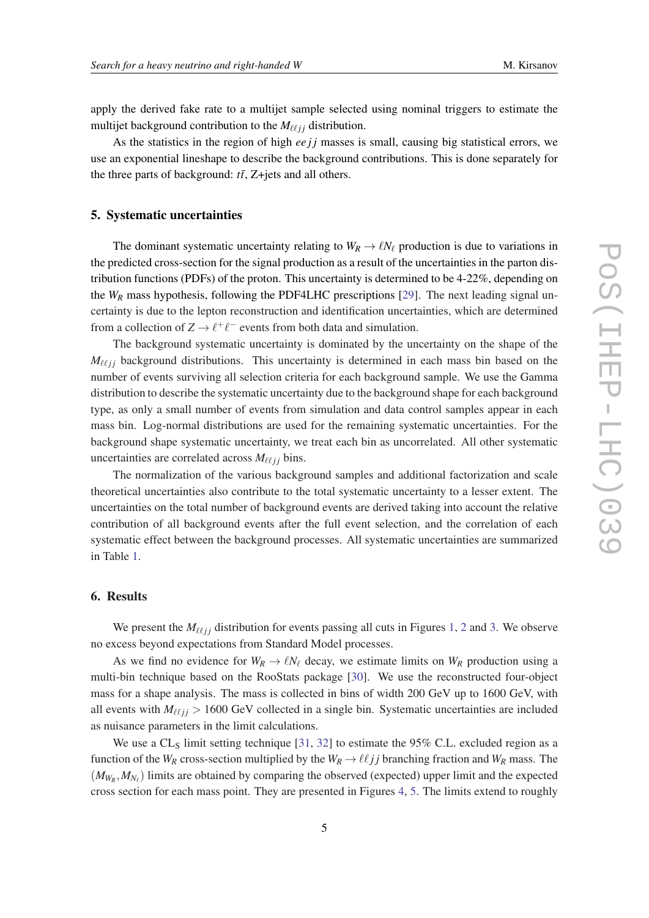apply the derived fake rate to a multijet sample selected using nominal triggers to estimate the multijet background contribution to the $M_{\ell\ell jj}$ distribution.

As the statistics in the region of high $eejj$ masses is small, causing big statistical errors, we use an exponential lineshape to describe the background contributions. This is done separately for the three parts of background: $t\bar{t}$, Z+jets and all others.

## 5. Systematic uncertainties

The dominant systematic uncertainty relating to $W_R \to \ell N_\ell$ production is due to variations in the predicted cross-section for the signal production as a result of the uncertainties in the parton distribution functions (PDFs) of the proton. This uncertainty is determined to be 4-22%, depending on the $W_R$ mass hypothesis, following the PDF4LHC prescriptions [29]. The next leading signal uncertainty is due to the lepton reconstruction and identification uncertainties, which are determined from a collection of $Z \to \ell^+\ell^-$ events from both data and simulation.

The background systematic uncertainty is dominated by the uncertainty on the shape of the $M_{\ell\ell jj}$ background distributions. This uncertainty is determined in each mass bin based on the number of events surviving all selection criteria for each background sample. We use the Gamma distribution to describe the systematic uncertainty due to the background shape for each background type, as only a small number of events from simulation and data control samples appear in each mass bin. Log-normal distributions are used for the remaining systematic uncertainties. For the background shape systematic uncertainty, we treat each bin as uncorrelated. All other systematic uncertainties are correlated across $M_{\ell\ell jj}$ bins.

The normalization of the various background samples and additional factorization and scale theoretical uncertainties also contribute to the total systematic uncertainty to a lesser extent. The uncertainties on the total number of background events are derived taking into account the relative contribution of all background events after the full event selection, and the correlation of each systematic effect between the background processes. All systematic uncertainties are summarized in Table 1.

## 6. Results

We present the $M_{\ell\ell jj}$ distribution for events passing all cuts in Figures 1, 2 and 3. We observe no excess beyond expectations from Standard Model processes.

As we find no evidence for $W_R \to \ell N_\ell$ decay, we estimate limits on $W_R$ production using a multi-bin technique based on the RooStats package [30]. We use the reconstructed four-object mass for a shape analysis. The mass is collected in bins of width 200 GeV up to 1600 GeV, with all events with $M_{\ell\ell jj} > 1600$ GeV collected in a single bin. Systematic uncertainties are included as nuisance parameters in the limit calculations.

We use a $\mathrm{CL_S}$ limit setting technique [31, 32] to estimate the 95% C.L. excluded region as a function of the $W_R$ cross-section multiplied by the $W_R \to \ell\ell jj$ branching fraction and $W_R$ mass. The $(M_{W_R}, M_{N_\ell})$ limits are obtained by comparing the observed (expected) upper limit and the expected cross section for each mass point. They are presented in Figures 4, 5. The limits extend to roughly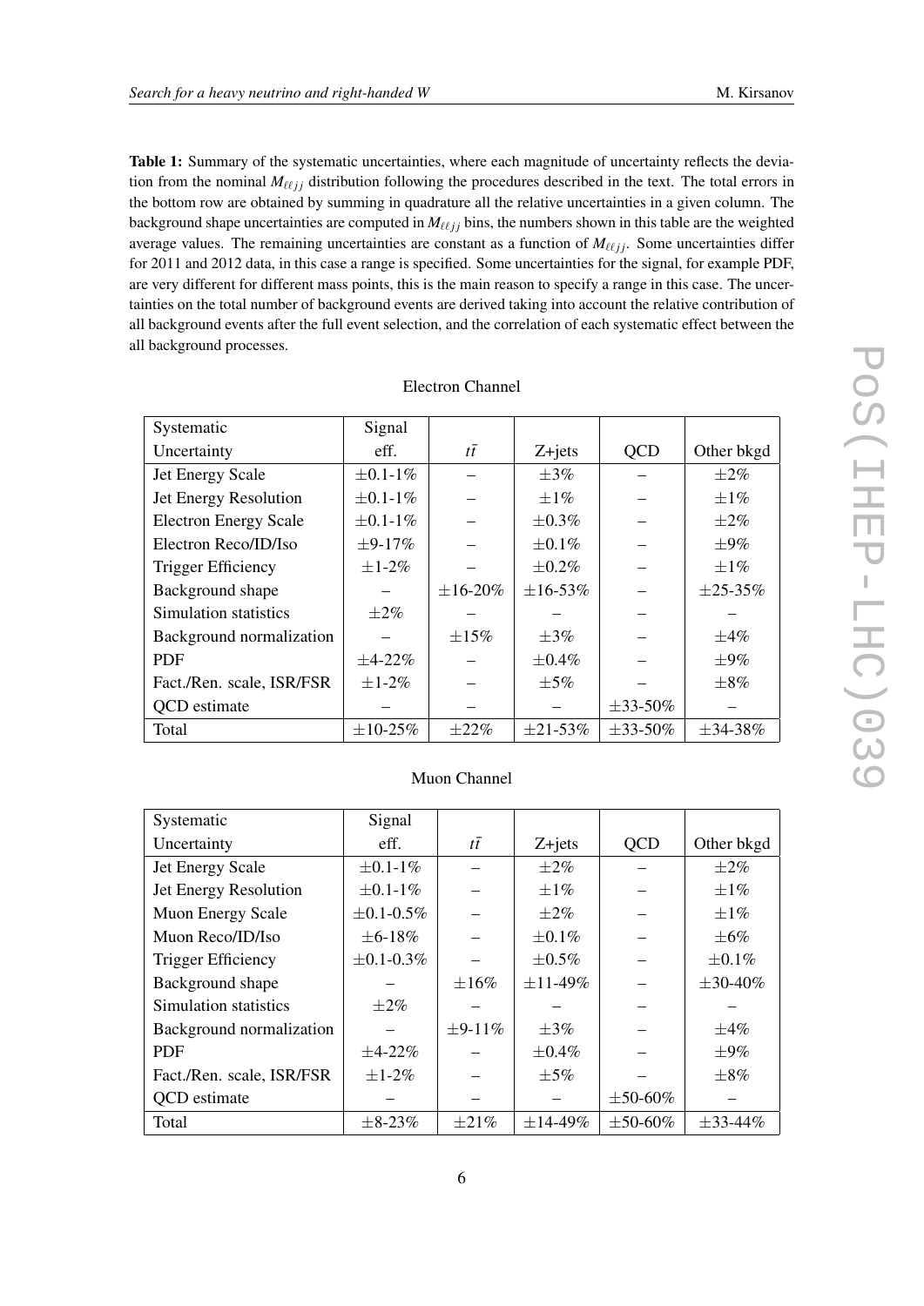**Table 1:** Summary of the systematic uncertainties, where each magnitude of uncertainty reflects the deviation from the nominal $M_{\ell\ell jj}$ distribution following the procedures described in the text. The total errors in the bottom row are obtained by summing in quadrature all the relative uncertainties in a given column. The background shape uncertainties are computed in $M_{\ell\ell jj}$ bins, the numbers shown in this table are the weighted average values. The remaining uncertainties are constant as a function of $M_{\ell\ell jj}$. Some uncertainties differ for 2011 and 2012 data, in this case a range is specified. Some uncertainties for the signal, for example PDF, are very different for different mass points, this is the main reason to specify a range in this case. The uncertainties on the total number of background events are derived taking into account the relative contribution of all background events after the full event selection, and the correlation of each systematic effect between the all background processes.

Electron Channel

| Systematic Uncertainty | Signal eff. | $t\bar{t}$ | Z+jets | QCD | Other bkgd |
|---|---|---|---|---|---|
| Jet Energy Scale | $\pm$0.1-1% | – | $\pm$3% | – | $\pm$2% |
| Jet Energy Resolution | $\pm$0.1-1% | – | $\pm$1% | – | $\pm$1% |
| Electron Energy Scale | $\pm$0.1-1% | – | $\pm$0.3% | – | $\pm$2% |
| Electron Reco/ID/Iso | $\pm$9-17% | – | $\pm$0.1% | – | $\pm$9% |
| Trigger Efficiency | $\pm$1-2% | – | $\pm$0.2% | – | $\pm$1% |
| Background shape | – | $\pm$16-20% | $\pm$16-53% | – | $\pm$25-35% |
| Simulation statistics | $\pm$2% | – | – | – | – |
| Background normalization | – | $\pm$15% | $\pm$3% | – | $\pm$4% |
| PDF | $\pm$4-22% | – | $\pm$0.4% | – | $\pm$9% |
| Fact./Ren. scale, ISR/FSR | $\pm$1-2% | – | $\pm$5% | – | $\pm$8% |
| QCD estimate | – | – | – | $\pm$33-50% | – |
| Total | $\pm$10-25% | $\pm$22% | $\pm$21-53% | $\pm$33-50% | $\pm$34-38% |

Muon Channel

| Systematic Uncertainty | Signal eff. | $t\bar{t}$ | Z+jets | QCD | Other bkgd |
|---|---|---|---|---|---|
| Jet Energy Scale | $\pm$0.1-1% | – | $\pm$2% | – | $\pm$2% |
| Jet Energy Resolution | $\pm$0.1-1% | – | $\pm$1% | – | $\pm$1% |
| Muon Energy Scale | $\pm$0.1-0.5% | – | $\pm$2% | – | $\pm$1% |
| Muon Reco/ID/Iso | $\pm$6-18% | – | $\pm$0.1% | – | $\pm$6% |
| Trigger Efficiency | $\pm$0.1-0.3% | – | $\pm$0.5% | – | $\pm$0.1% |
| Background shape | – | $\pm$16% | $\pm$11-49% | – | $\pm$30-40% |
| Simulation statistics | $\pm$2% | – | – | – | – |
| Background normalization | – | $\pm$9-11% | $\pm$3% | – | $\pm$4% |
| PDF | $\pm$4-22% | – | $\pm$0.4% | – | $\pm$9% |
| Fact./Ren. scale, ISR/FSR | $\pm$1-2% | – | $\pm$5% | – | $\pm$8% |
| QCD estimate | – | – | – | $\pm$50-60% | – |
| Total | $\pm$8-23% | $\pm$21% | $\pm$14-49% | $\pm$50-60% | $\pm$33-44% |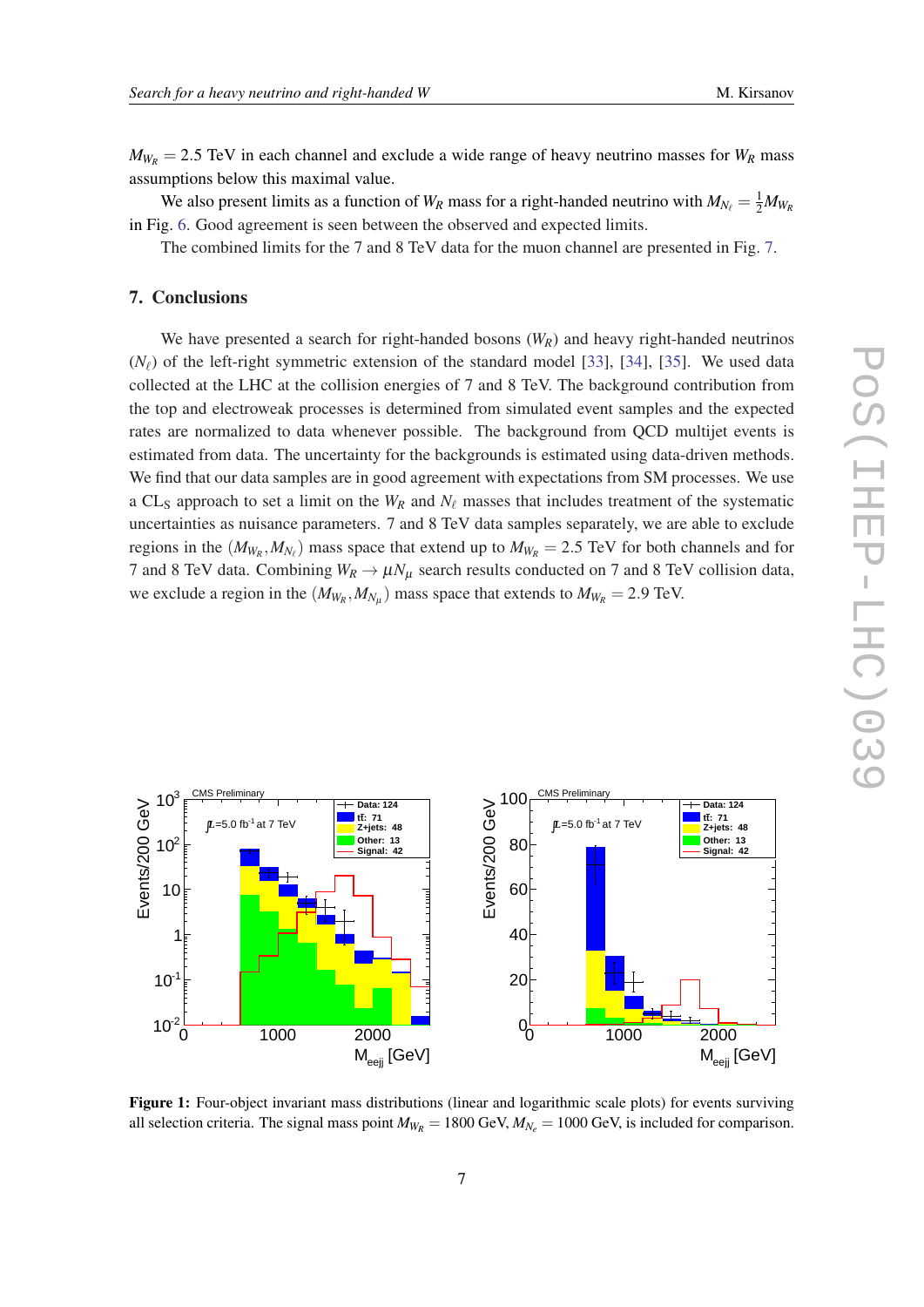$M_{W_R} = 2.5$ TeV in each channel and exclude a wide range of heavy neutrino masses for $W_R$ mass assumptions below this maximal value.

We also present limits as a function of $W_R$ mass for a right-handed neutrino with $M_{N_\ell} = \frac{1}{2} M_{W_R}$ in Fig. 6. Good agreement is seen between the observed and expected limits.

The combined limits for the 7 and 8 TeV data for the muon channel are presented in Fig. 7.

## 7. Conclusions

We have presented a search for right-handed bosons ($W_R$) and heavy right-handed neutrinos ($N_\ell$) of the left-right symmetric extension of the standard model [33], [34], [35]. We used data collected at the LHC at the collision energies of 7 and 8 TeV. The background contribution from the top and electroweak processes is determined from simulated event samples and the expected rates are normalized to data whenever possible. The background from QCD multijet events is estimated from data. The uncertainty for the backgrounds is estimated using data-driven methods. We find that our data samples are in good agreement with expectations from SM processes. We use a $\text{CL}_\text{S}$ approach to set a limit on the $W_R$ and $N_\ell$ masses that includes treatment of the systematic uncertainties as nuisance parameters. 7 and 8 TeV data samples separately, we are able to exclude regions in the $(M_{W_R}, M_{N_\ell})$ mass space that extend up to $M_{W_R} = 2.5$ TeV for both channels and for 7 and 8 TeV data. Combining $W_R \to \mu N_\mu$ search results conducted on 7 and 8 TeV collision data, we exclude a region in the $(M_{W_R}, M_{N_\mu})$ mass space that extends to $M_{W_R} = 2.9$ TeV.

**Figure 1:** Four-object invariant mass distributions (linear and logarithmic scale plots) for events surviving all selection criteria. The signal mass point $M_{W_R} = 1800$ GeV, $M_{N_e} = 1000$ GeV, is included for comparison.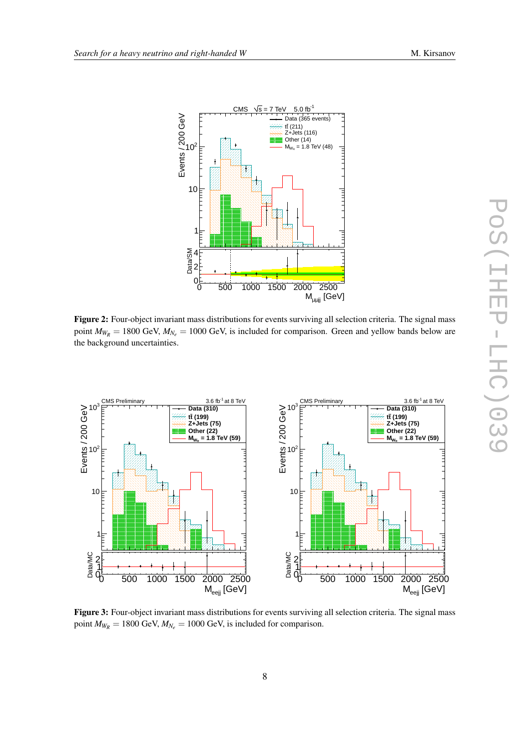**Figure 2:** Four-object invariant mass distributions for events surviving all selection criteria. The signal mass point $M_{W_R} = 1800$ GeV, $M_{N_e} = 1000$ GeV, is included for comparison. Green and yellow bands below are the background uncertainties.

**Figure 3:** Four-object invariant mass distributions for events surviving all selection criteria. The signal mass point $M_{W_R} = 1800$ GeV, $M_{N_e} = 1000$ GeV, is included for comparison.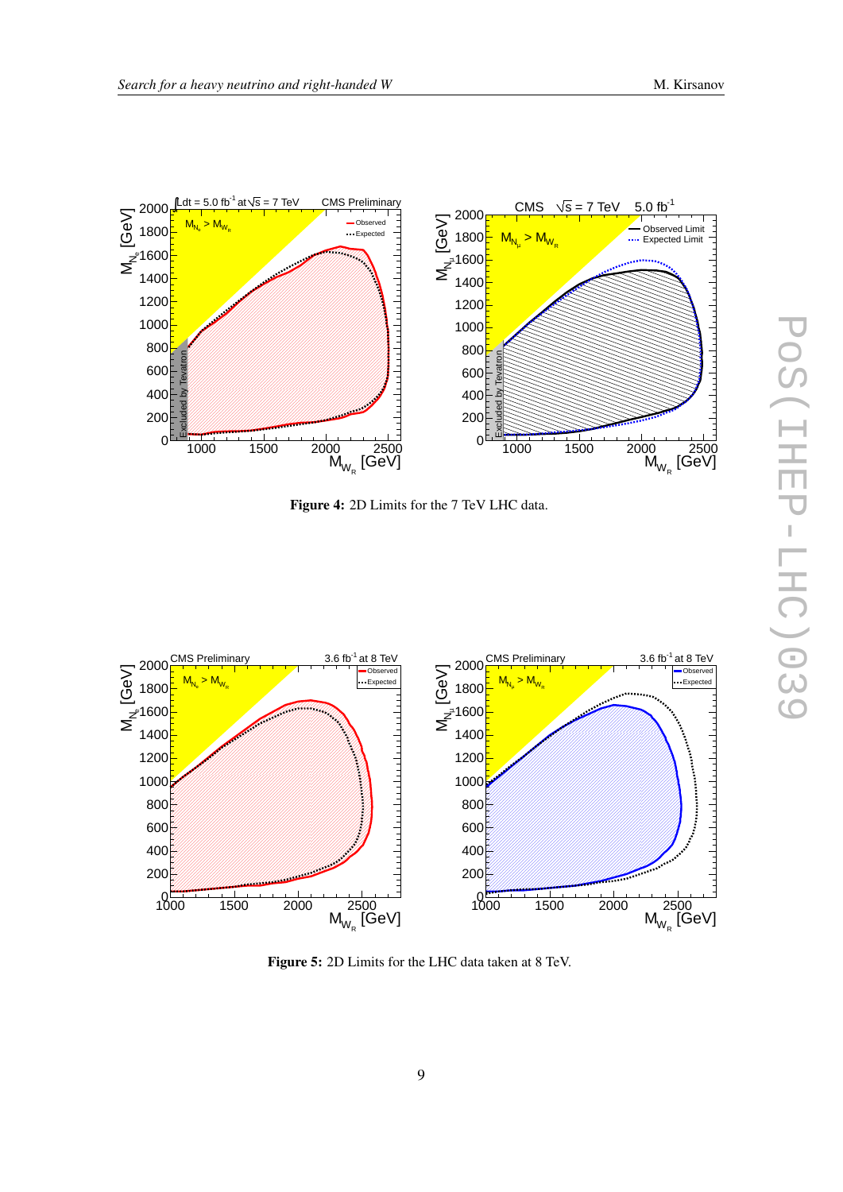**Figure 4:** 2D Limits for the 7 TeV LHC data.

**Figure 5:** 2D Limits for the LHC data taken at 8 TeV.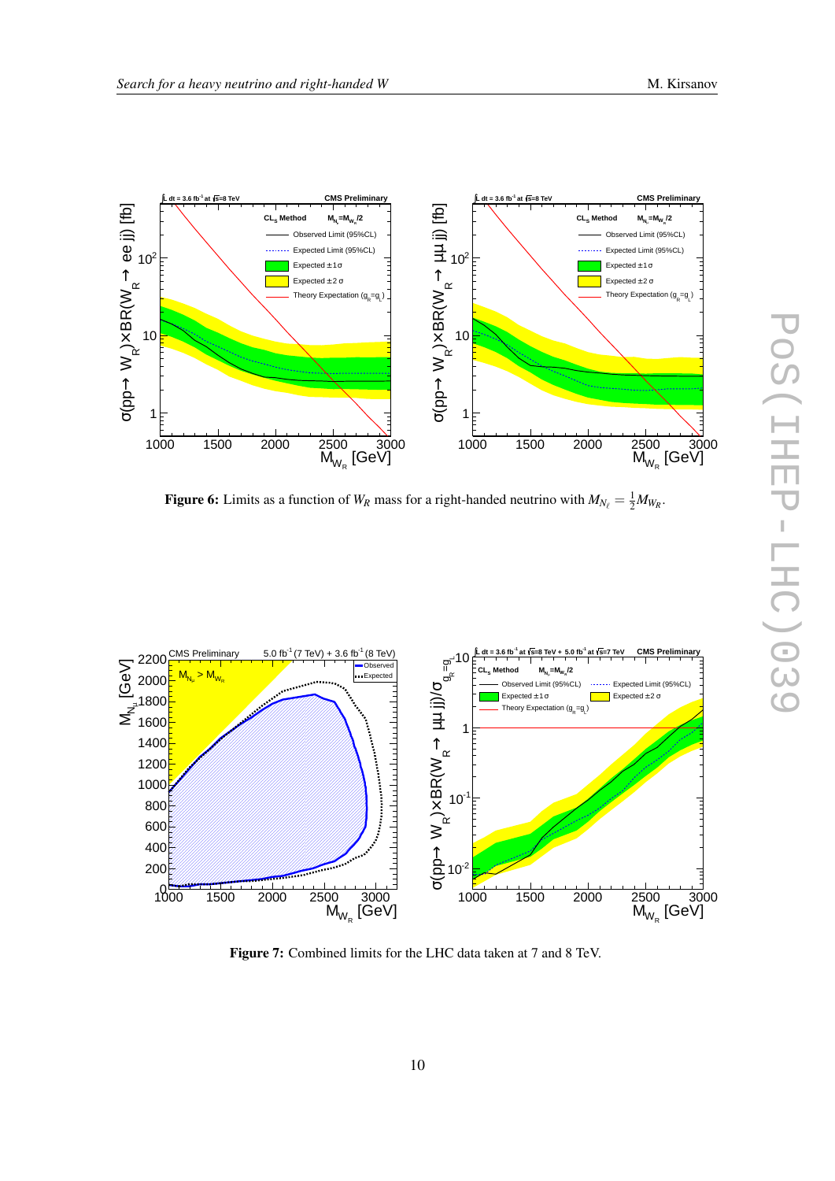**Figure 6:** Limits as a function of $W_R$ mass for a right-handed neutrino with $M_{N_\ell} = \frac{1}{2} M_{W_R}$.

**Figure 7:** Combined limits for the LHC data taken at 7 and 8 TeV.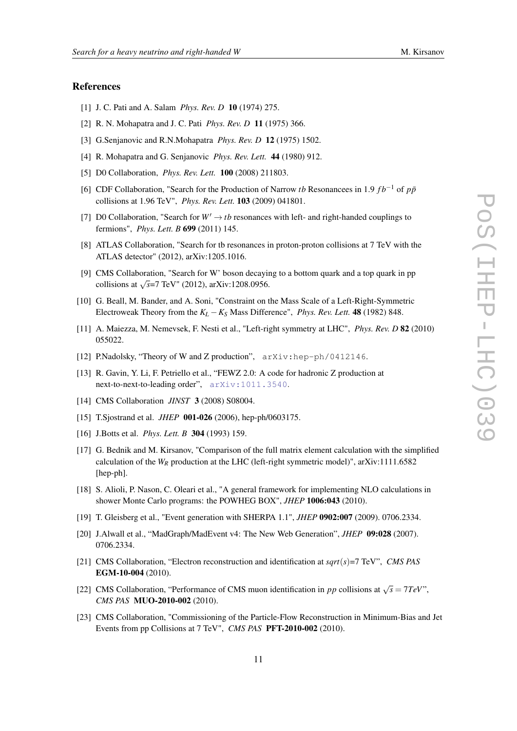## References

[1] J. C. Pati and A. Salam *Phys. Rev. D* **10** (1974) 275.

[2] R. N. Mohapatra and J. C. Pati *Phys. Rev. D* **11** (1975) 366.

[3] G.Senjanovic and R.N.Mohapatra *Phys. Rev. D* **12** (1975) 1502.

[4] R. Mohapatra and G. Senjanovic *Phys. Rev. Lett.* **44** (1980) 912.

[5] D0 Collaboration, *Phys. Rev. Lett.* **100** (2008) 211803.

[6] CDF Collaboration, "Search for the Production of Narrow $tb$ Resonancees in 1.9 $fb^{-1}$ of $p\bar{p}$ collisions at 1.96 TeV", *Phys. Rev. Lett.* **103** (2009) 041801.

[7] D0 Collaboration, "Search for $W' \rightarrow tb$ resonances with left- and right-handed couplings to fermions", *Phys. Lett. B* **699** (2011) 145.

[8] ATLAS Collaboration, "Search for tb resonances in proton-proton collisions at 7 TeV with the ATLAS detector" (2012), arXiv:1205.1016.

[9] CMS Collaboration, "Search for W' boson decaying to a bottom quark and a top quark in pp collisions at $\sqrt{s}$=7 TeV" (2012), arXiv:1208.0956.

[10] G. Beall, M. Bander, and A. Soni, "Constraint on the Mass Scale of a Left-Right-Symmetric Electroweak Theory from the $K_L - K_S$ Mass Difference", *Phys. Rev. Lett.* **48** (1982) 848.

[11] A. Maiezza, M. Nemevsek, F. Nesti et al., "Left-right symmetry at LHC", *Phys. Rev. D* **82** (2010) 055022.

[12] P.Nadolsky, "Theory of W and Z production", arXiv:hep-ph/0412146.

[13] R. Gavin, Y. Li, F. Petriello et al., "FEWZ 2.0: A code for hadronic Z production at next-to-next-to-leading order", arXiv:1011.3540.

[14] CMS Collaboration *JINST* **3** (2008) S08004.

[15] T.Sjostrand et al. *JHEP* **001-026** (2006), hep-ph/0603175.

[16] J.Botts et al. *Phys. Lett. B* **304** (1993) 159.

[17] G. Bednik and M. Kirsanov, "Comparison of the full matrix element calculation with the simplified calculation of the $W_R$ production at the LHC (left-right symmetric model)", arXiv:1111.6582 [hep-ph].

[18] S. Alioli, P. Nason, C. Oleari et al., "A general framework for implementing NLO calculations in shower Monte Carlo programs: the POWHEG BOX", *JHEP* **1006:043** (2010).

[19] T. Gleisberg et al., "Event generation with SHERPA 1.1", *JHEP* **0902:007** (2009). 0706.2334.

[20] J.Alwall et al., "MadGraph/MadEvent v4: The New Web Generation", *JHEP* **09:028** (2007). 0706.2334.

[21] CMS Collaboration, "Electron reconstruction and identification at $sqrt(s)$=7 TeV", *CMS PAS* **EGM-10-004** (2010).

[22] CMS Collaboration, "Performance of CMS muon identification in $pp$ collisions at $\sqrt{s} = 7TeV$", *CMS PAS* **MUO-2010-002** (2010).

[23] CMS Collaboration, "Commissioning of the Particle-Flow Reconstruction in Minimum-Bias and Jet Events from pp Collisions at 7 TeV", *CMS PAS* **PFT-2010-002** (2010).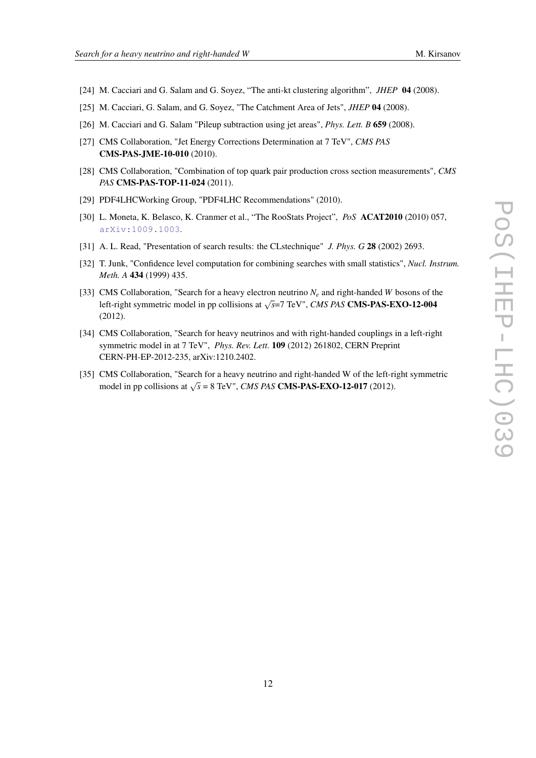[24] M. Cacciari and G. Salam and G. Soyez, “The anti-kt clustering algorithm”, *JHEP* **04** (2008).

[25] M. Cacciari, G. Salam, and G. Soyez, "The Catchment Area of Jets", *JHEP* **04** (2008).

[26] M. Cacciari and G. Salam "Pileup subtraction using jet areas", *Phys. Lett. B* **659** (2008).

[27] CMS Collaboration, "Jet Energy Corrections Determination at 7 TeV", *CMS PAS* **CMS-PAS-JME-10-010** (2010).

[28] CMS Collaboration, "Combination of top quark pair production cross section measurements", *CMS PAS* **CMS-PAS-TOP-11-024** (2011).

[29] PDF4LHCWorking Group, "PDF4LHC Recommendations" (2010).

[30] L. Moneta, K. Belasco, K. Cranmer et al., “The RooStats Project”, *PoS* **ACAT2010** (2010) 057, arXiv:1009.1003.

[31] A. L. Read, "Presentation of search results: the CLstechnique" *J. Phys. G* **28** (2002) 2693.

[32] T. Junk, "Confidence level computation for combining searches with small statistics", *Nucl. Instrum. Meth. A* **434** (1999) 435.

[33] CMS Collaboration, "Search for a heavy electron neutrino $N_e$ and right-handed $W$ bosons of the left-right symmetric model in pp collisions at $\sqrt{s}$=7 TeV", *CMS PAS* **CMS-PAS-EXO-12-004** (2012).

[34] CMS Collaboration, "Search for heavy neutrinos and with right-handed couplings in a left-right symmetric model in at 7 TeV", *Phys. Rev. Lett.* **109** (2012) 261802, CERN Preprint CERN-PH-EP-2012-235, arXiv:1210.2402.

[35] CMS Collaboration, "Search for a heavy neutrino and right-handed W of the left-right symmetric model in pp collisions at $\sqrt{s}$ = 8 TeV", *CMS PAS* **CMS-PAS-EXO-12-017** (2012).